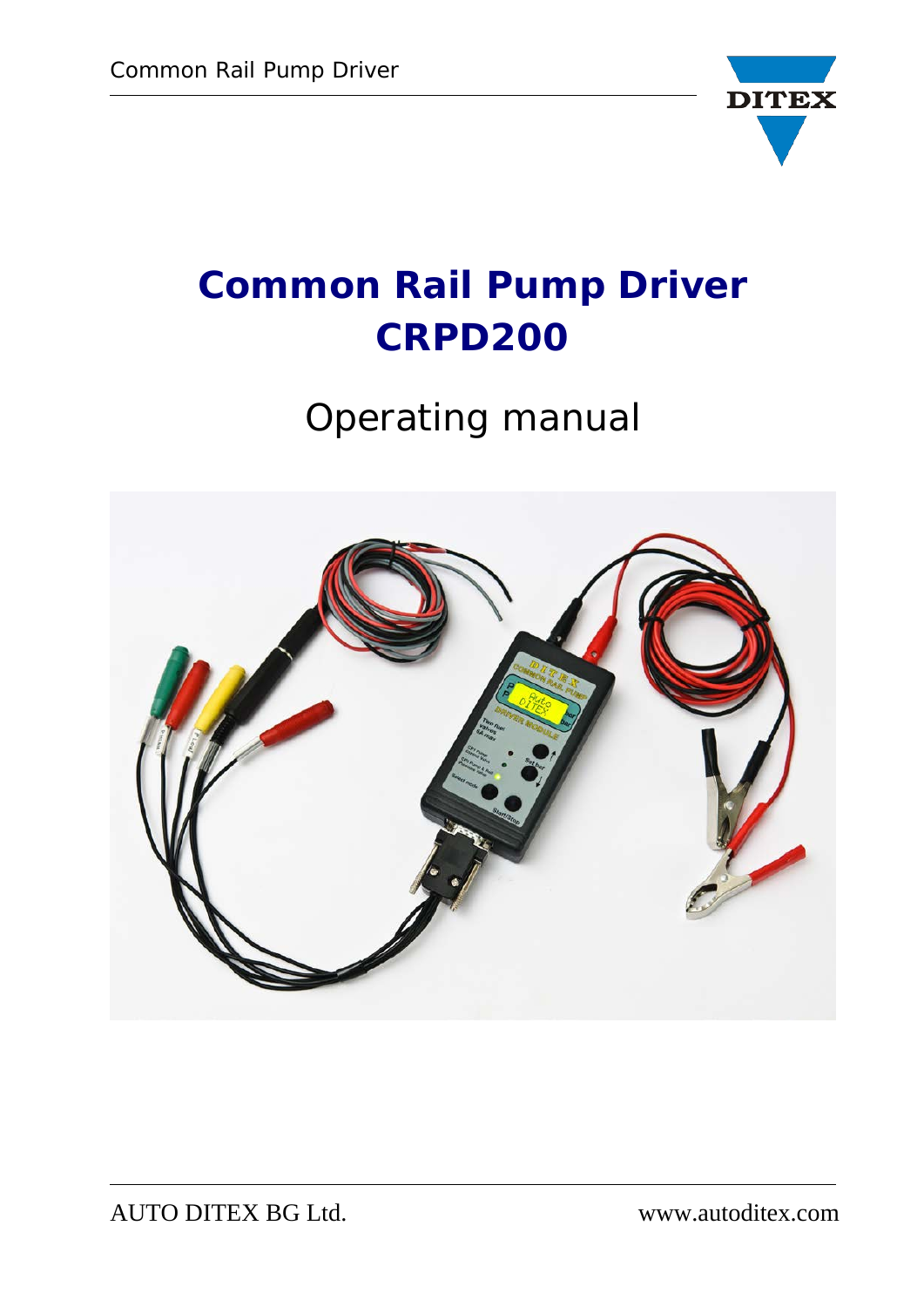# Common Rail Pump Driver CRPD200

## Operating manual

AUTO DITEX BG Ltd. www.autoditex.com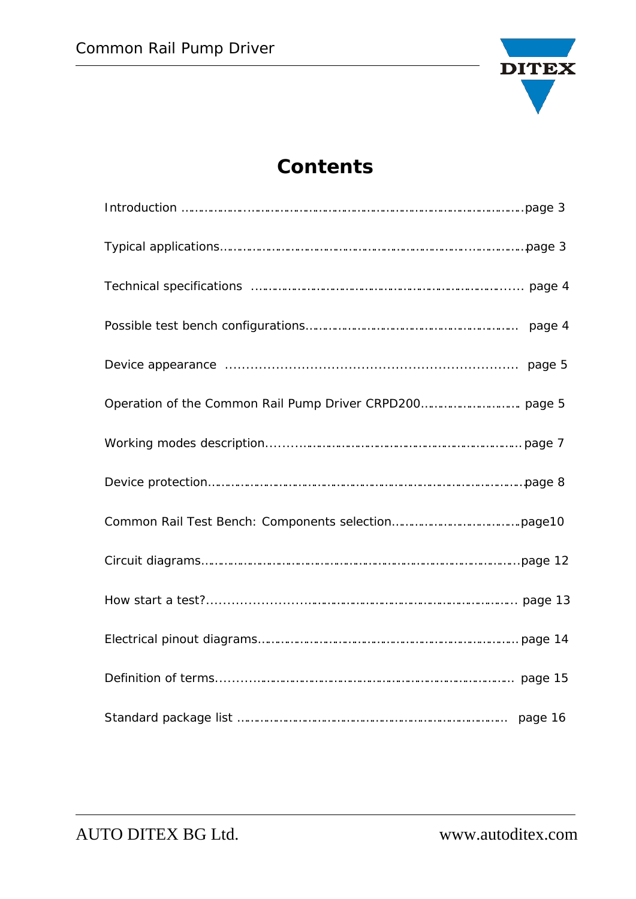# Contents

Introduction ……………………………………………………………………………………page 3

Typical applications………………………………………………………………………………page 3

Technical specifications ……………………………………………………………………. page 4

Possible test bench configurations…………………………………………………… page 4

Device appearance ………………………………………………………………. page 5

Operation of the Common Rail Pump Driver CRPD200………………………. page 5

Working modes description……………………………………………………………page 7

Device protection…………………………………………………………………………………page 8

Common Rail Test Bench: Components selection…………………………………page10

Circuit diagrams…………………………………………………………………………………page 12

How start a test?…………………………………………………………………………. page 13

Electrical pinout diagrams……………………………………………………………………page 14

Definition of terms……………………………………………………………………… page 15

Standard package list ………………………………………………………………… page 16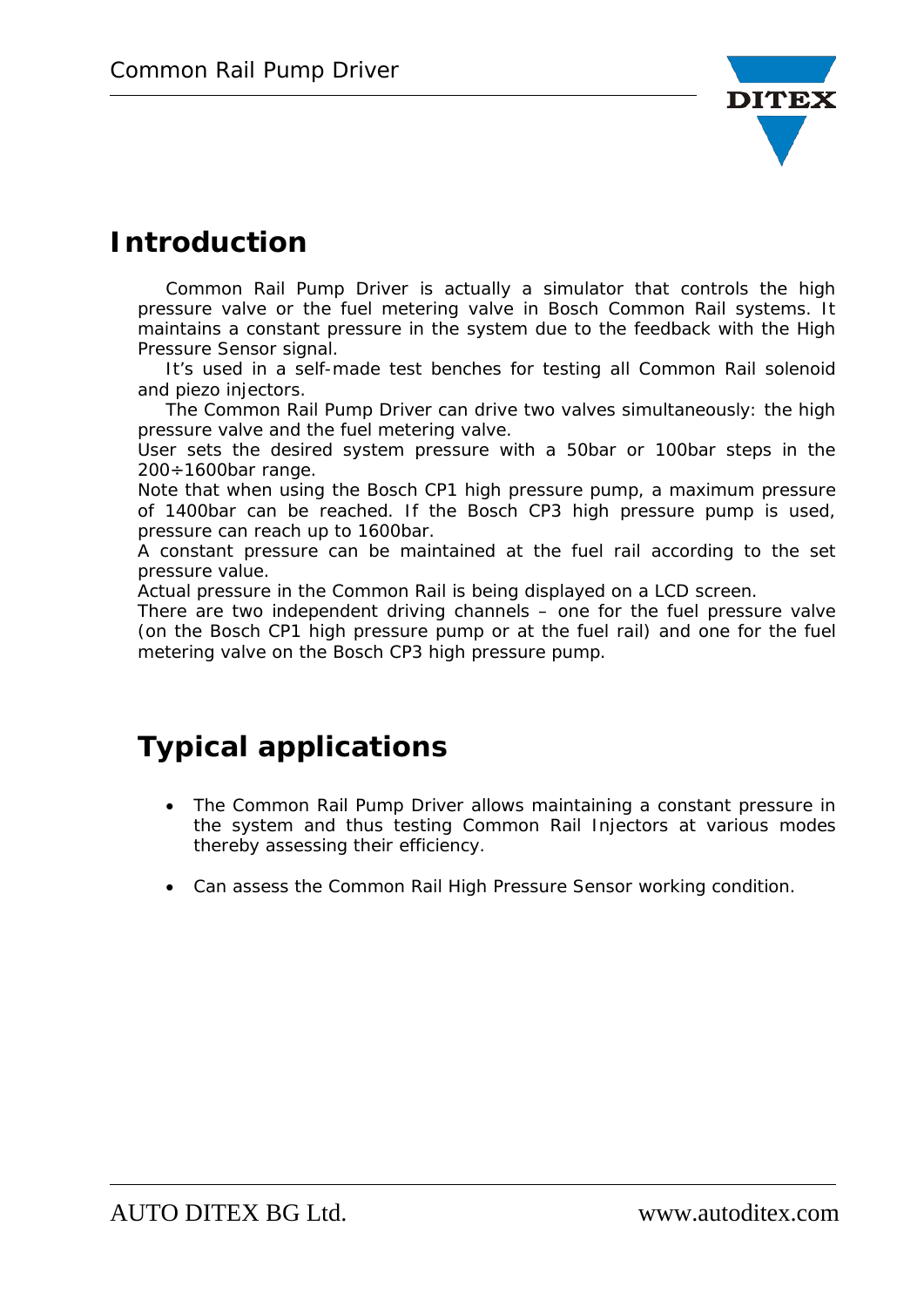# Introduction

Common Rail Pump Driver is actually a simulator that controls the high pressure valve or the fuel metering valve in Bosch Common Rail systems. It maintains a constant pressure in the system due to the feedback with the High Pressure Sensor signal.

It's used in a self-made test benches for testing all Common Rail solenoid and piezo injectors.

The Common Rail Pump Driver can drive two valves simultaneously: the high pressure valve and the fuel metering valve.

User sets the desired system pressure with a 50bar or 100bar steps in the 200÷1600bar range.

Note that when using the Bosch CP1 high pressure pump, a maximum pressure of 1400bar can be reached. If the Bosch CP3 high pressure pump is used, pressure can reach up to 1600bar.

A constant pressure can be maintained at the fuel rail according to the set pressure value.

Actual pressure in the Common Rail is being displayed on a LCD screen.

There are two independent driving channels – one for the fuel pressure valve (on the Bosch CP1 high pressure pump or at the fuel rail) and one for the fuel metering valve on the Bosch CP3 high pressure pump.

# Typical applications

- The Common Rail Pump Driver allows maintaining a constant pressure in the system and thus testing Common Rail Injectors at various modes thereby assessing their efficiency.
- Can assess the Common Rail High Pressure Sensor working condition.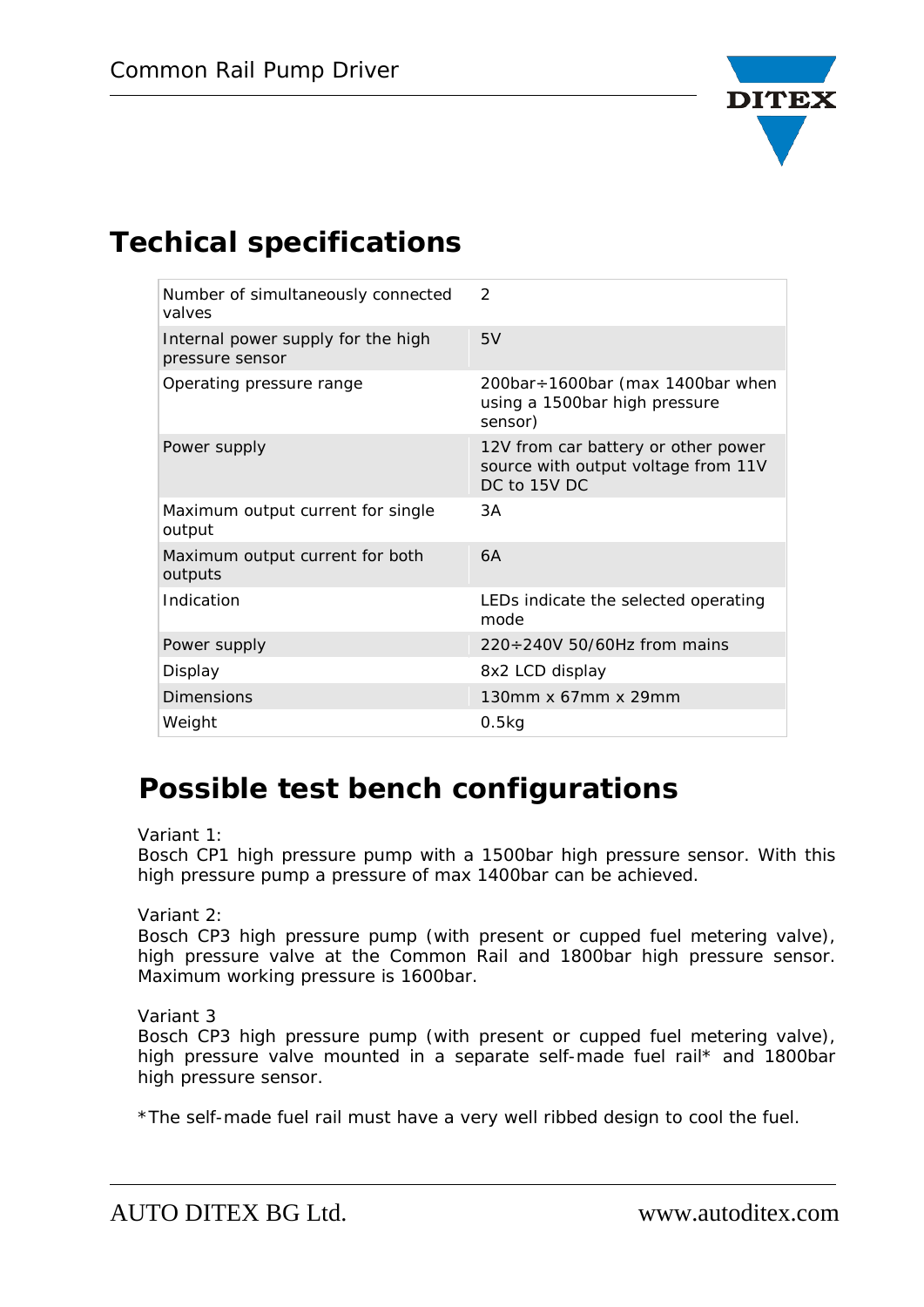## Techical specifications

| | |
|---|---|
| Number of simultaneously connected valves | 2 |
| Internal power supply for the high pressure sensor | 5V |
| Operating pressure range | 200bar÷1600bar (max 1400bar when using a 1500bar high pressure sensor) |
| Power supply | 12V from car battery or other power source with output voltage from 11V DC to 15V DC |
| Maximum output current for single output | 3A |
| Maximum output current for both outputs | 6A |
| Indication | LEDs indicate the selected operating mode |
| Power supply | 220÷240V 50/60Hz from mains |
| Display | 8x2 LCD display |
| Dimensions | 130mm x 67mm x 29mm |
| Weight | 0.5kg |

## Possible test bench configurations

Variant 1:
Bosch CP1 high pressure pump with a 1500bar high pressure sensor. With this high pressure pump a pressure of max 1400bar can be achieved.

Variant 2:
Bosch CP3 high pressure pump (with present or cupped fuel metering valve), high pressure valve at the Common Rail and 1800bar high pressure sensor. Maximum working pressure is 1600bar.

Variant 3
Bosch CP3 high pressure pump (with present or cupped fuel metering valve), high pressure valve mounted in a separate self-made fuel rail* and 1800bar high pressure sensor.

*The self-made fuel rail must have a very well ribbed design to cool the fuel.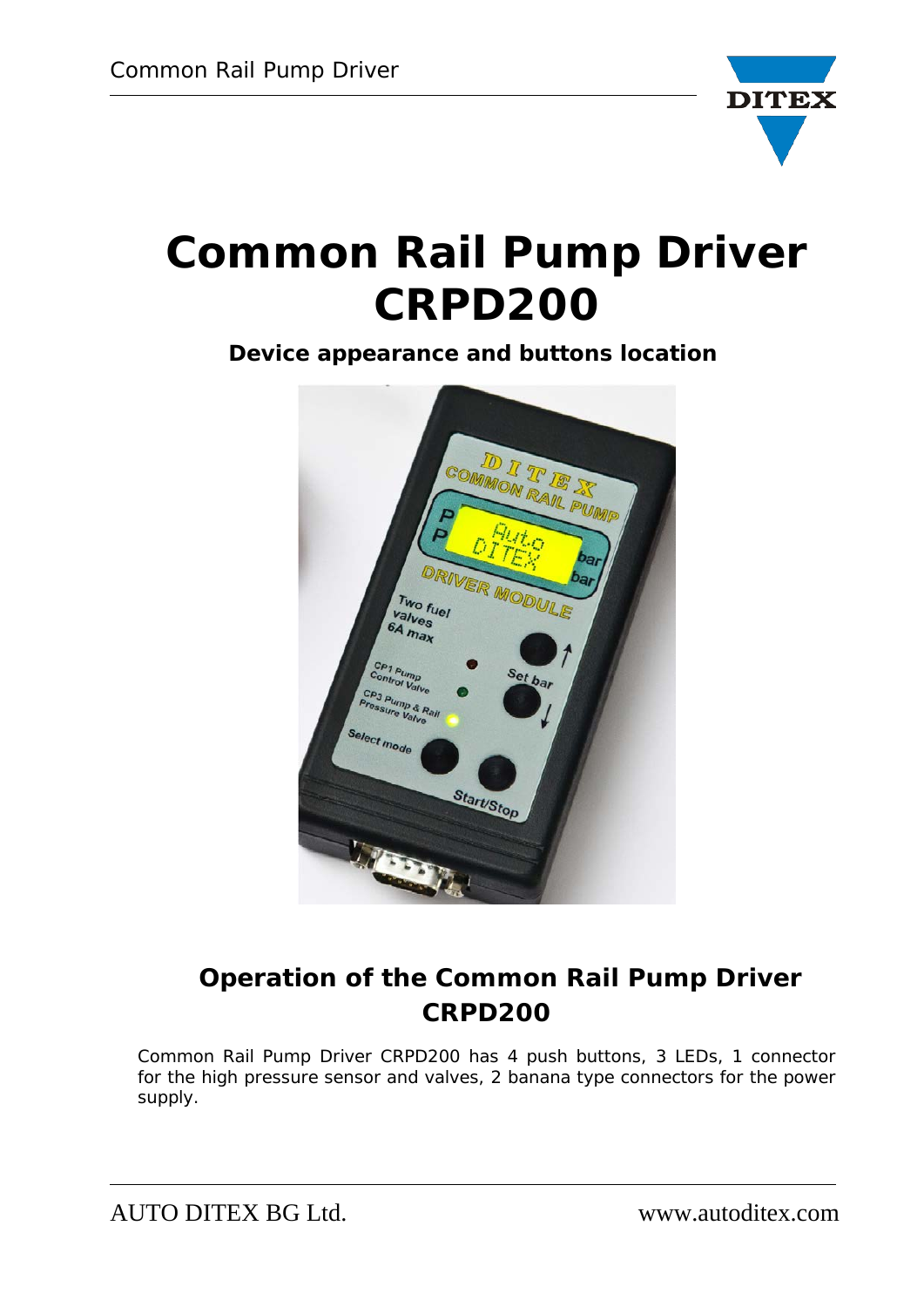# Common Rail Pump Driver CRPD200

**Device appearance and buttons location**

## Operation of the Common Rail Pump Driver CRPD200

Common Rail Pump Driver CRPD200 has 4 push buttons, 3 LEDs, 1 connector for the high pressure sensor and valves, 2 banana type connectors for the power supply.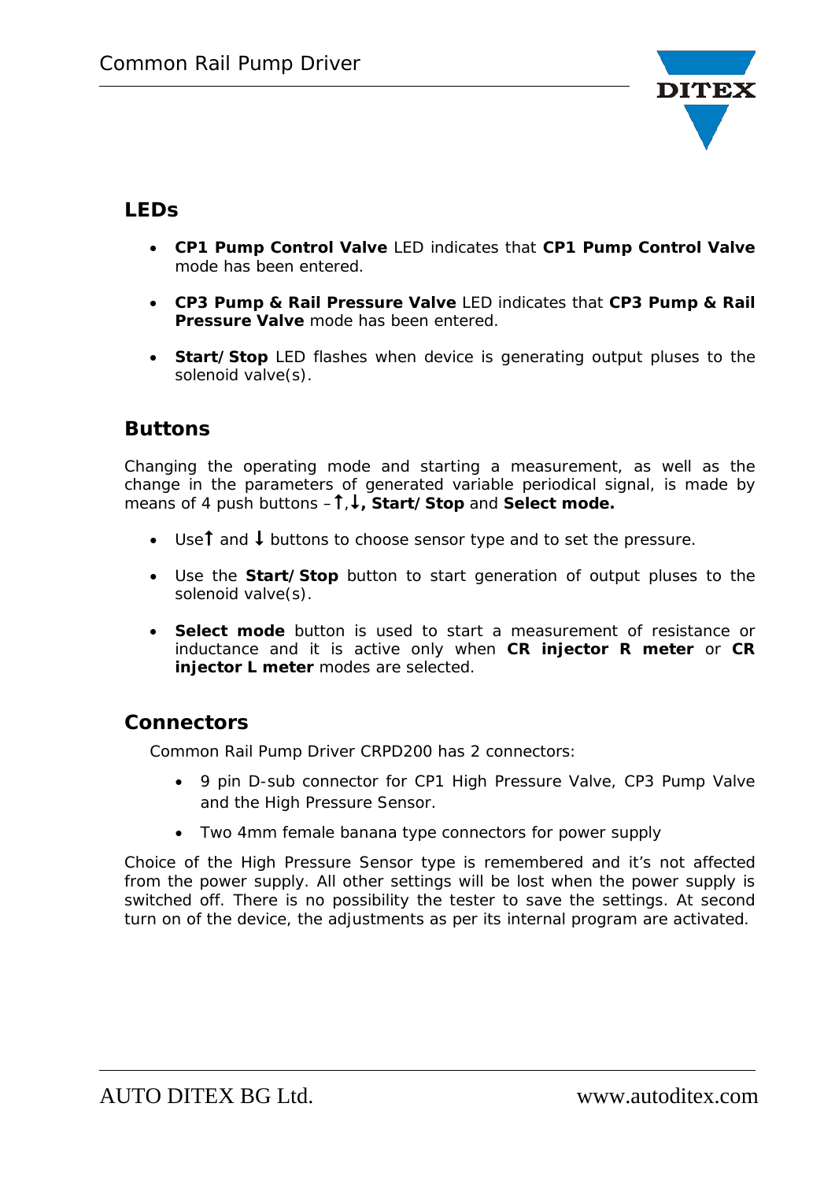## LEDs

- **CP1 Pump Control Valve** LED indicates that **CP1 Pump Control Valve** mode has been entered.
- **CP3 Pump & Rail Pressure Valve** LED indicates that **CP3 Pump & Rail Pressure Valve** mode has been entered.
- **Start/Stop** LED flashes when device is generating output pluses to the solenoid valve(s).

## Buttons

Changing the operating mode and starting a measurement, as well as the change in the parameters of generated variable periodical signal, is made by means of 4 push buttons –**↑**,**↓, Start/Stop** and **Select mode.**

- Use**↑** and **↓** buttons to choose sensor type and to set the pressure.
- Use the **Start/Stop** button to start generation of output pluses to the solenoid valve(s).
- **Select mode** button is used to start a measurement of resistance or inductance and it is active only when **CR injector R meter** or **CR injector L meter** modes are selected.

## Connectors

Common Rail Pump Driver CRPD200 has 2 connectors:

- 9 pin D-sub connector for CP1 High Pressure Valve, CP3 Pump Valve and the High Pressure Sensor.
- Two 4mm female banana type connectors for power supply

Choice of the High Pressure Sensor type is remembered and it's not affected from the power supply. All other settings will be lost when the power supply is switched off. There is no possibility the tester to save the settings. At second turn on of the device, the adjustments as per its internal program are activated.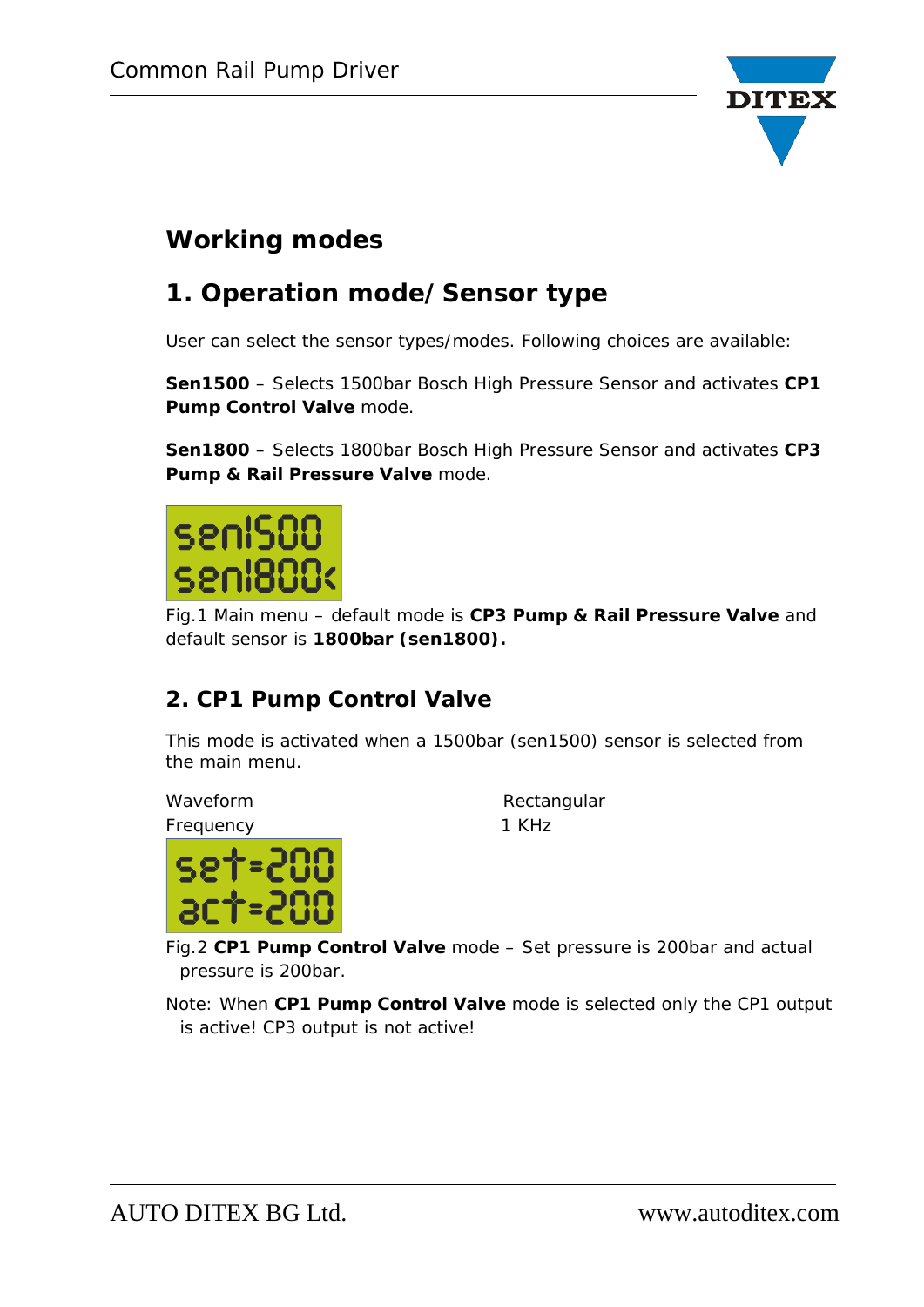## Working modes

## 1. Operation mode/ Sensor type

User can select the sensor types/modes. Following choices are available:

**Sen1500** – Selects 1500bar Bosch High Pressure Sensor and activates **CP1 Pump Control Valve** mode.

**Sen1800** – Selects 1800bar Bosch High Pressure Sensor and activates **CP3 Pump & Rail Pressure Valve** mode.

Fig.1 Main menu – default mode is **CP3 Pump & Rail Pressure Valve** and default sensor is **1800bar (sen1800).**

### 2. CP1 Pump Control Valve

This mode is activated when a 1500bar (sen1500) sensor is selected from the main menu.

| Waveform | Rectangular |
|---|---|
| Frequency | 1 KHz |

Fig.2 **CP1 Pump Control Valve** mode – Set pressure is 200bar and actual pressure is 200bar.

Note: When **CP1 Pump Control Valve** mode is selected only the CP1 output is active! CP3 output is not active!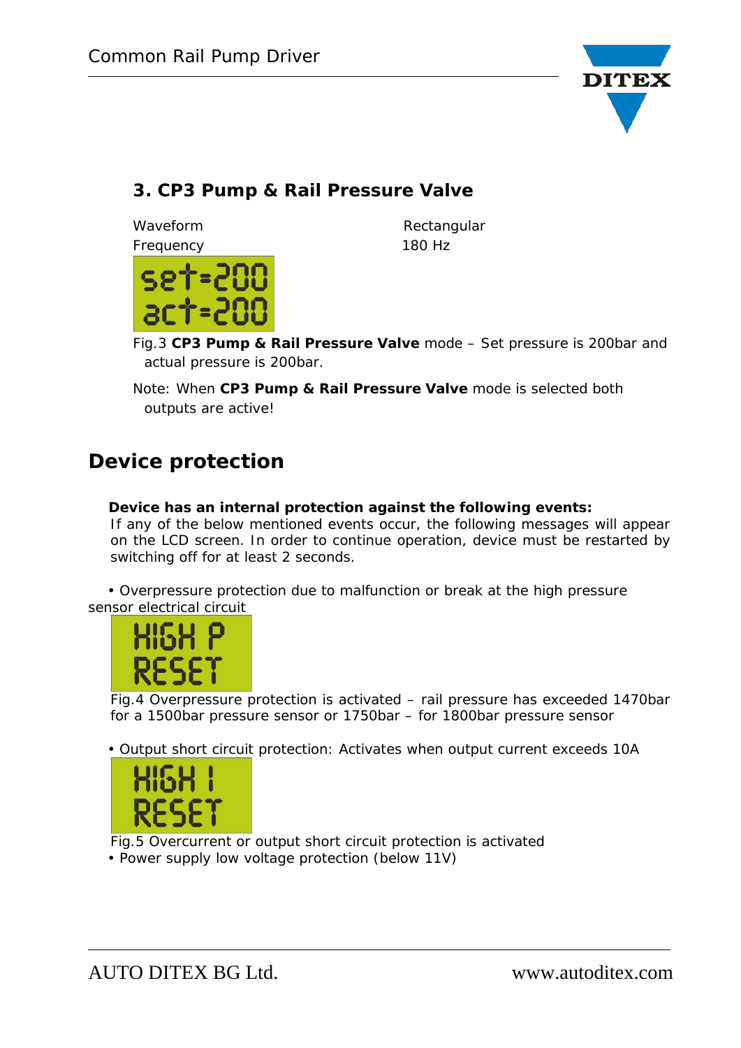### 3. CP3 Pump & Rail Pressure Valve

Waveform Rectangular
Frequency 180 Hz

Fig.3 **CP3 Pump & Rail Pressure Valve** mode – Set pressure is 200bar and actual pressure is 200bar.

Note: When **CP3 Pump & Rail Pressure Valve** mode is selected both outputs are active!

## Device protection

**Device has an internal protection against the following events:**
If any of the below mentioned events occur, the following messages will appear on the LCD screen. In order to continue operation, device must be restarted by switching off for at least 2 seconds.

- Overpressure protection due to malfunction or break at the high pressure sensor electrical circuit

Fig.4 Overpressure protection is activated – rail pressure has exceeded 1470bar for a 1500bar pressure sensor or 1750bar – for 1800bar pressure sensor

- Output short circuit protection: Activates when output current exceeds 10A

Fig.5 Overcurrent or output short circuit protection is activated

- Power supply low voltage protection (below 11V)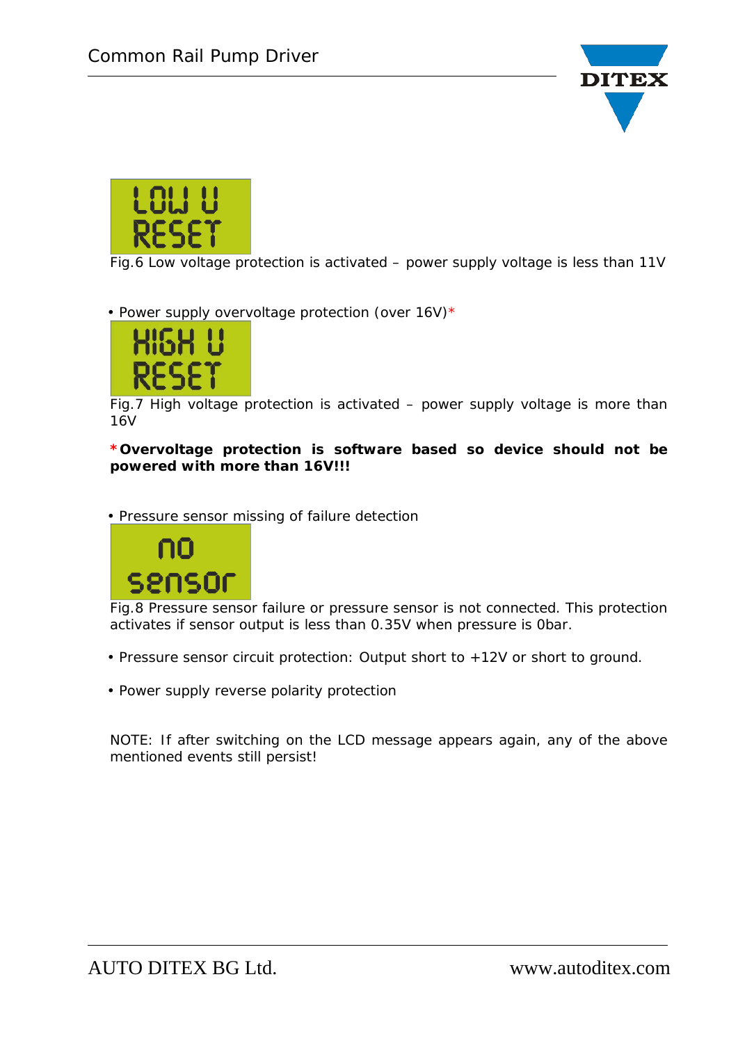LOW U
RESET

Fig.6 Low voltage protection is activated – power supply voltage is less than 11V

- Power supply overvoltage protection (over 16V)*

HIGH U
RESET

Fig.7 High voltage protection is activated – power supply voltage is more than 16V

***Overvoltage protection is software based so device should not be powered with more than 16V!!!**

- Pressure sensor missing of failure detection

no
sensor

Fig.8 Pressure sensor failure or pressure sensor is not connected. This protection activates if sensor output is less than 0.35V when pressure is 0bar.

- Pressure sensor circuit protection: Output short to +12V or short to ground.

- Power supply reverse polarity protection

NOTE: If after switching on the LCD message appears again, any of the above mentioned events still persist!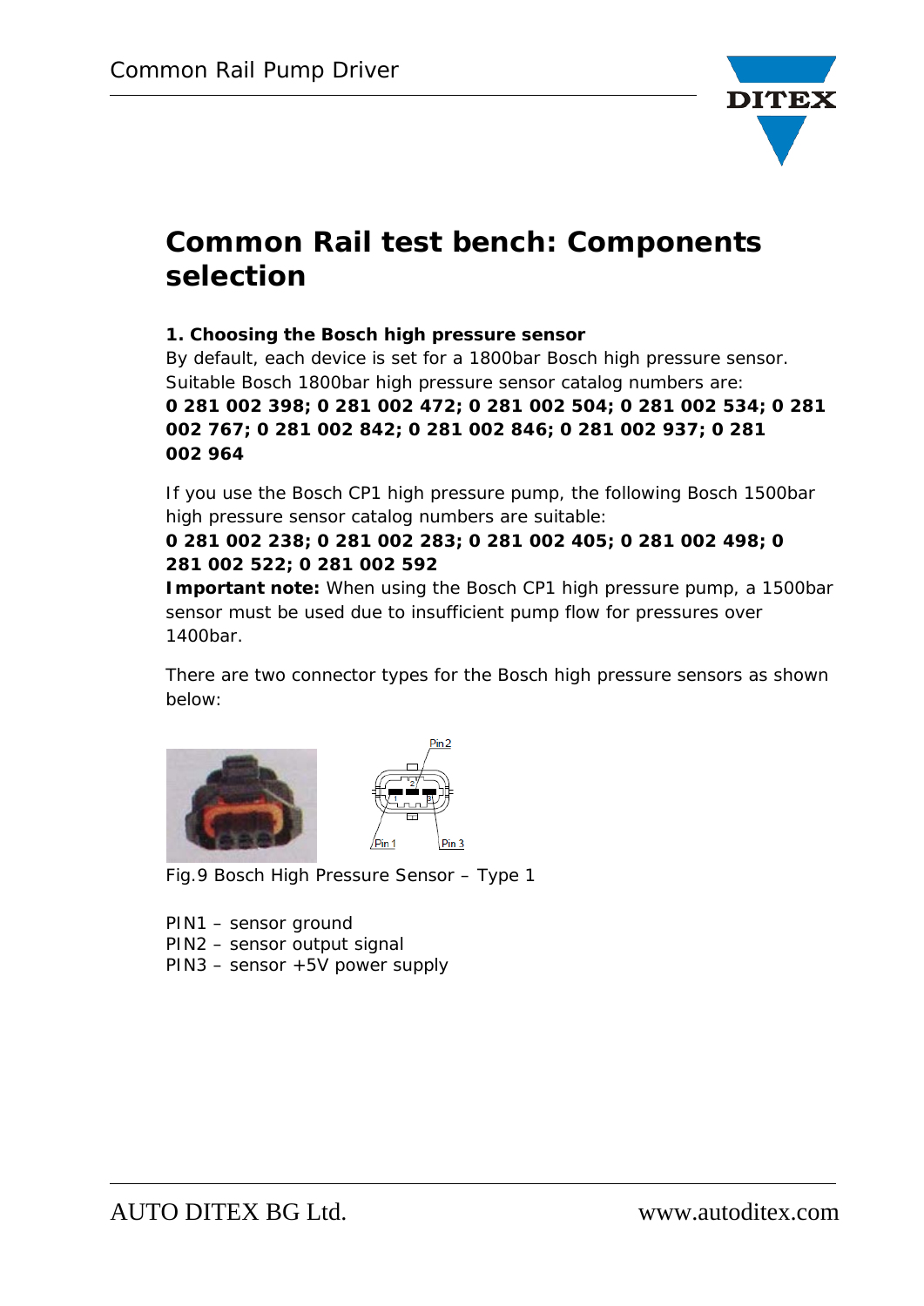# Common Rail test bench: Components selection

**1. Choosing the Bosch high pressure sensor**

By default, each device is set for a 1800bar Bosch high pressure sensor. Suitable Bosch 1800bar high pressure sensor catalog numbers are:
**0 281 002 398; 0 281 002 472; 0 281 002 504; 0 281 002 534; 0 281 002 767; 0 281 002 842; 0 281 002 846; 0 281 002 937; 0 281 002 964**

If you use the Bosch CP1 high pressure pump, the following Bosch 1500bar high pressure sensor catalog numbers are suitable:
**0 281 002 238; 0 281 002 283; 0 281 002 405; 0 281 002 498; 0 281 002 522; 0 281 002 592**
**Important note:** When using the Bosch CP1 high pressure pump, a 1500bar sensor must be used due to insufficient pump flow for pressures over 1400bar.

There are two connector types for the Bosch high pressure sensors as shown below:

Fig.9 Bosch High Pressure Sensor – Type 1

PIN1 – sensor ground
PIN2 – sensor output signal
PIN3 – sensor +5V power supply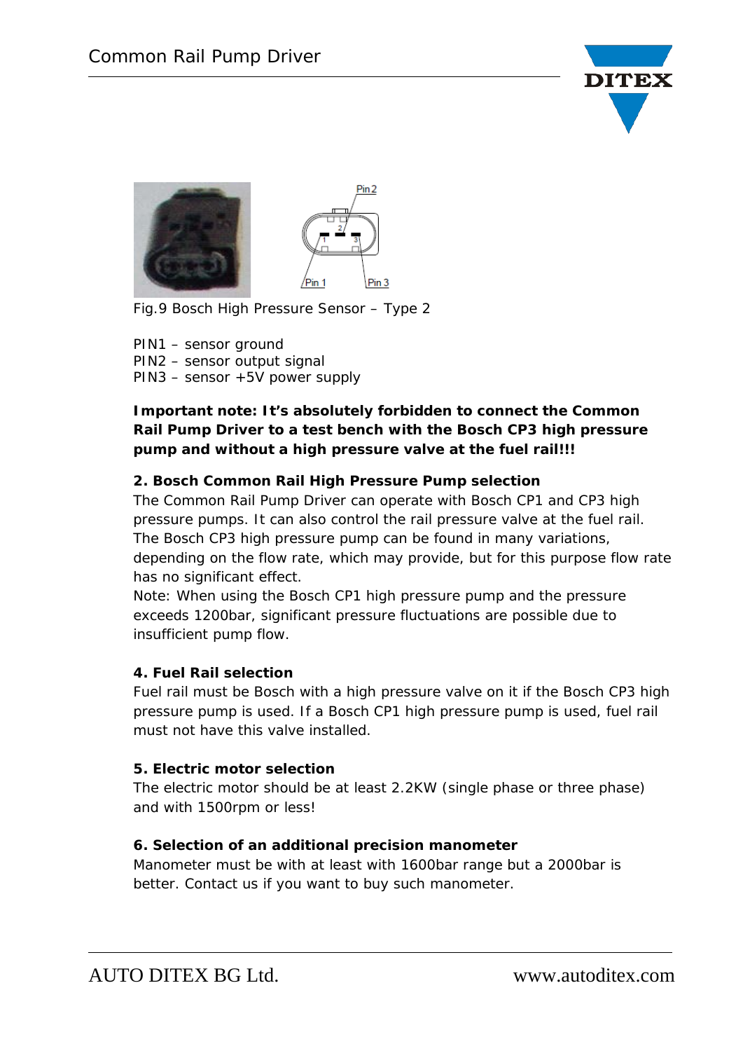Fig.9 Bosch High Pressure Sensor – Type 2

PIN1 – sensor ground
PIN2 – sensor output signal
PIN3 – sensor +5V power supply

**Important note: It's absolutely forbidden to connect the Common Rail Pump Driver to a test bench with the Bosch CP3 high pressure pump and without a high pressure valve at the fuel rail!!!**

### 2. Bosch Common Rail High Pressure Pump selection

The Common Rail Pump Driver can operate with Bosch CP1 and CP3 high pressure pumps. It can also control the rail pressure valve at the fuel rail. The Bosch CP3 high pressure pump can be found in many variations, depending on the flow rate, which may provide, but for this purpose flow rate has no significant effect.
Note: When using the Bosch CP1 high pressure pump and the pressure exceeds 1200bar, significant pressure fluctuations are possible due to insufficient pump flow.

### 4. Fuel Rail selection

Fuel rail must be Bosch with a high pressure valve on it if the Bosch CP3 high pressure pump is used. If a Bosch CP1 high pressure pump is used, fuel rail must not have this valve installed.

### 5. Electric motor selection

The electric motor should be at least 2.2KW (single phase or three phase) and with 1500rpm or less!

### 6. Selection of an additional precision manometer

Manometer must be with at least with 1600bar range but a 2000bar is better. Contact us if you want to buy such manometer.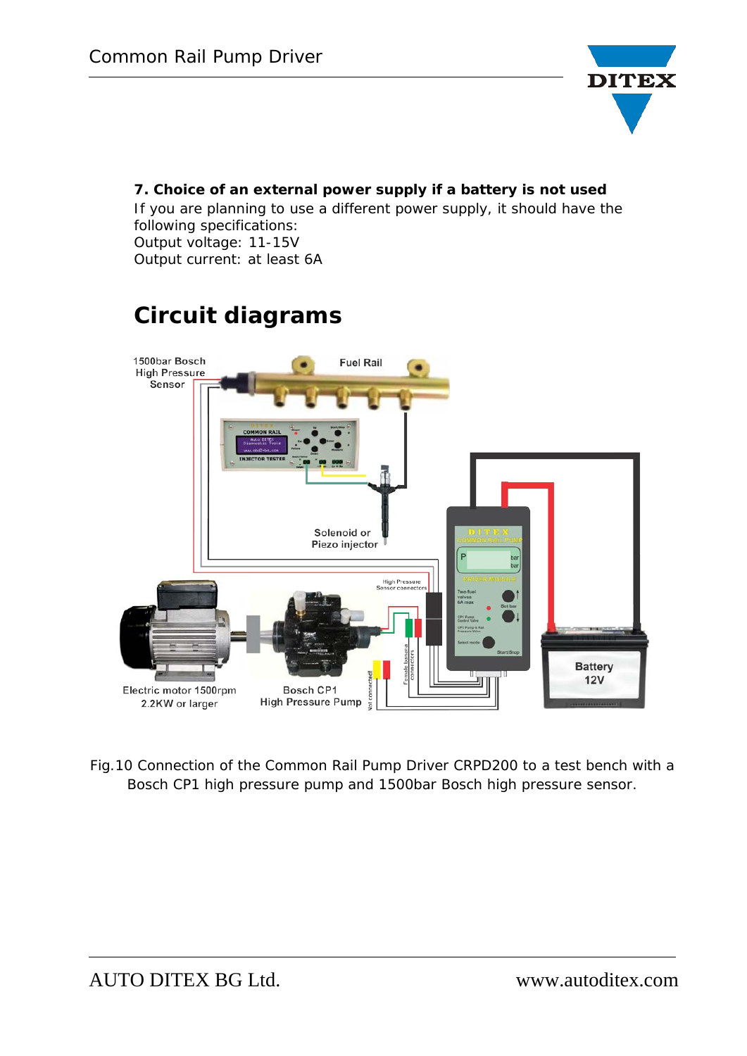**7. Choice of an external power supply if a battery is not used**

If you are planning to use a different power supply, it should have the following specifications:
Output voltage: 11-15V
Output current: at least 6A

# Circuit diagrams

Fig.10 Connection of the Common Rail Pump Driver CRPD200 to a test bench with a Bosch CP1 high pressure pump and 1500bar Bosch high pressure sensor.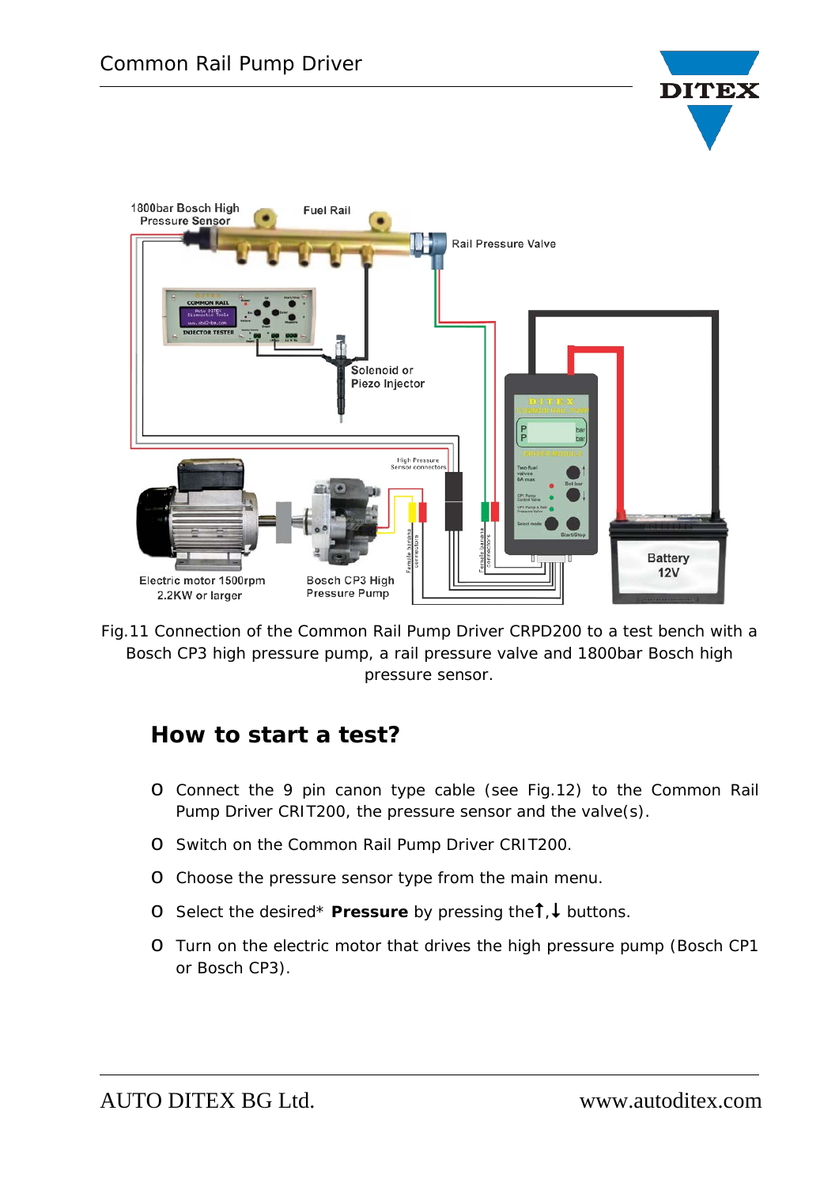Fig.11 Connection of the Common Rail Pump Driver CRPD200 to a test bench with a Bosch CP3 high pressure pump, a rail pressure valve and 1800bar Bosch high pressure sensor.

## How to start a test?

- Connect the 9 pin canon type cable (see Fig.12) to the Common Rail Pump Driver CRIT200, the pressure sensor and the valve(s).
- Switch on the Common Rail Pump Driver CRIT200.
- Choose the pressure sensor type from the main menu.
- Select the desired* **Pressure** by pressing the↑,↓ buttons.
- Turn on the electric motor that drives the high pressure pump (Bosch CP1 or Bosch CP3).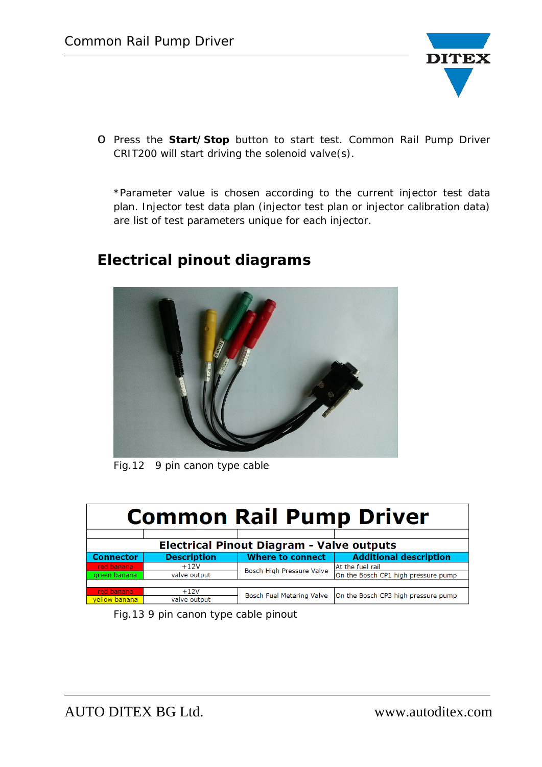- Press the **Start/Stop** button to start test. Common Rail Pump Driver CRIT200 will start driving the solenoid valve(s).

*Parameter value is chosen according to the current injector test data plan. Injector test data plan (injector test plan or injector calibration data) are list of test parameters unique for each injector.

## Electrical pinout diagrams

Fig.12 9 pin canon type cable

| Common Rail Pump Driver | | | |
|---|---|---|---|
| Electrical Pinout Diagram - Valve outputs | | | |
| **Connector** | **Description** | **Where to connect** | **Additional description** |
| red banana | +12V | Bosch High Pressure Valve | At the fuel rail |
| green banana | valve output | | On the Bosch CP1 high pressure pump |
| | | | |
| red banana | +12V | Bosch Fuel Metering Valve | On the Bosch CP3 high pressure pump |
| yellow banana | valve output | | |

Fig.13 9 pin canon type cable pinout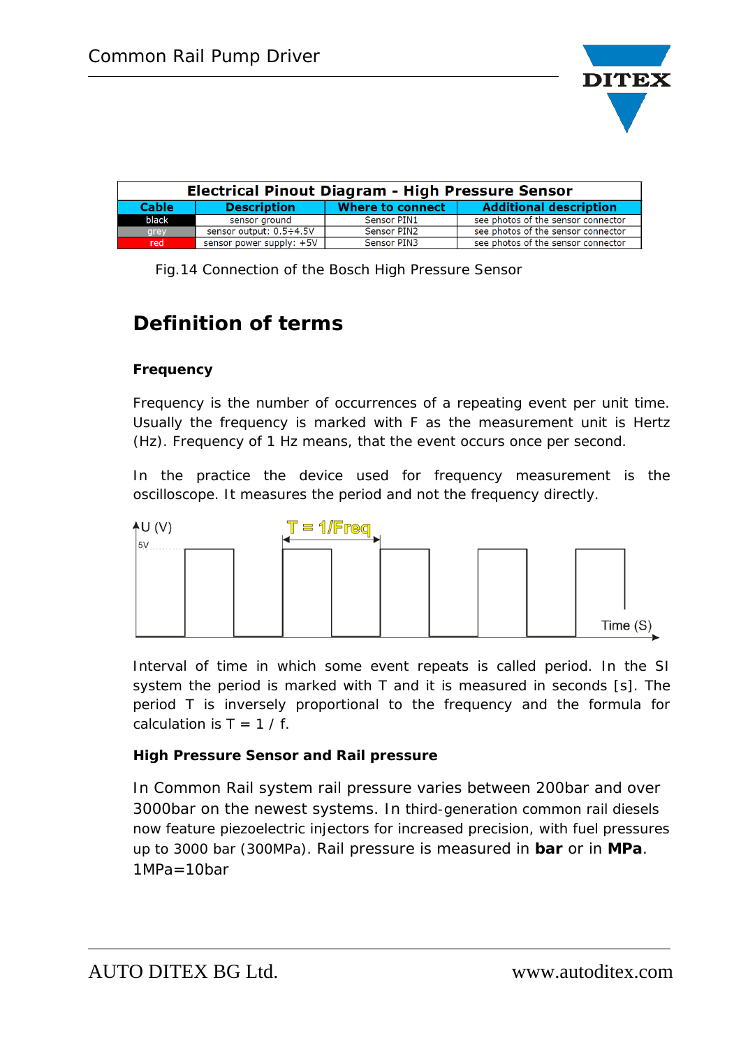| Electrical Pinout Diagram - High Pressure Sensor | | | |
|---|---|---|---|
| **Cable** | **Description** | **Where to connect** | **Additional description** |
| black | sensor ground | Sensor PIN1 | see photos of the sensor connector |
| grey | sensor output: 0.5÷4.5V | Sensor PIN2 | see photos of the sensor connector |
| red | sensor power supply: +5V | Sensor PIN3 | see photos of the sensor connector |

Fig.14 Connection of the Bosch High Pressure Sensor

## Definition of terms

### Frequency

Frequency is the number of occurrences of a repeating event per unit time. Usually the frequency is marked with F as the measurement unit is Hertz (Hz). Frequency of 1 Hz means, that the event occurs once per second.

In the practice the device used for frequency measurement is the oscilloscope. It measures the period and not the frequency directly.

U (V)

5V

T = 1/Freq

Time (S)

Interval of time in which some event repeats is called period. In the SI system the period is marked with T and it is measured in seconds [s]. The period T is inversely proportional to the frequency and the formula for calculation is $T = 1 / f$.

### High Pressure Sensor and Rail pressure

In Common Rail system rail pressure varies between 200bar and over 3000bar on the newest systems. In third-generation common rail diesels now feature piezoelectric injectors for increased precision, with fuel pressures up to 3000 bar (300MPa). Rail pressure is measured in **bar** or in **MPa**. 1MPa=10bar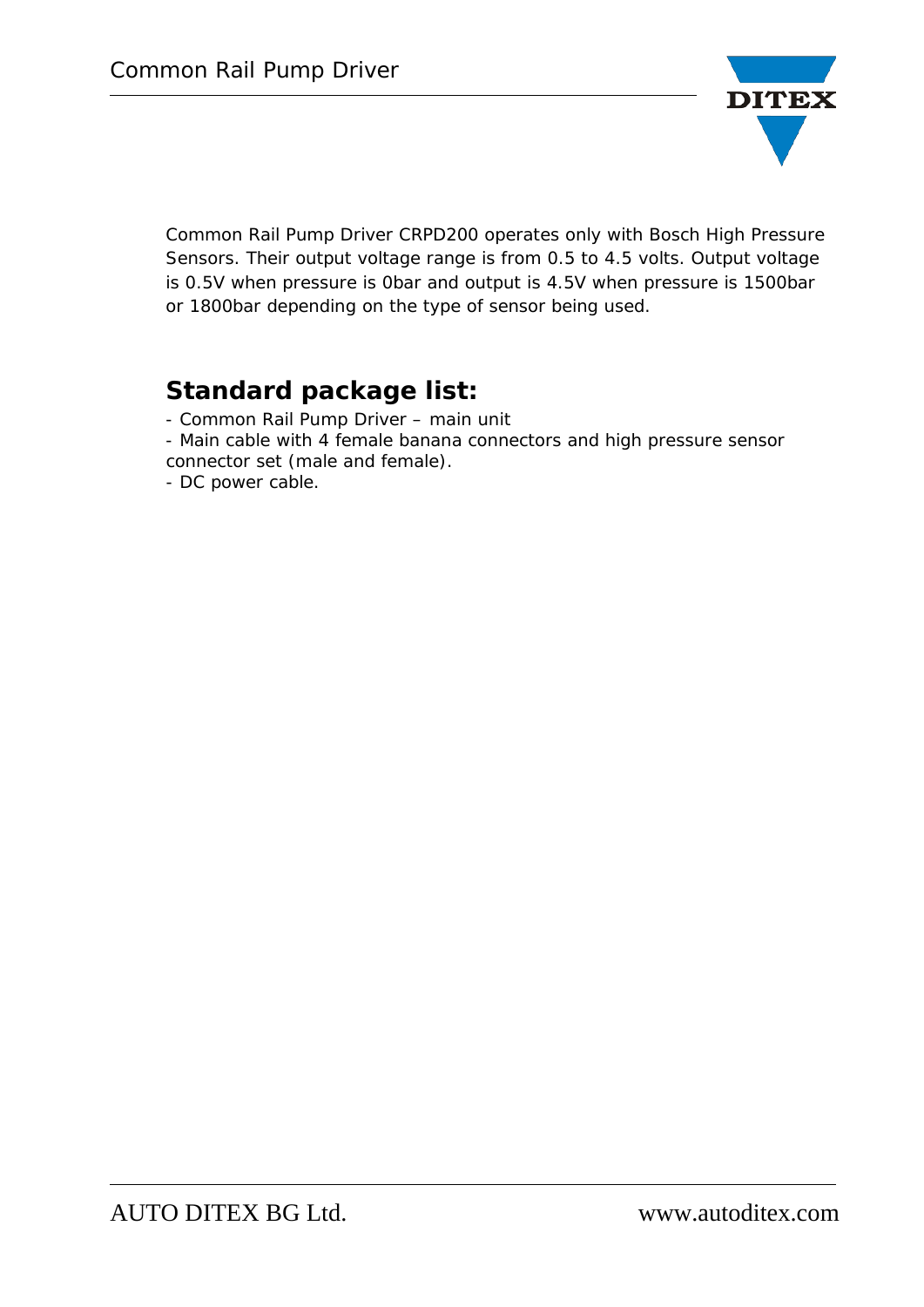Common Rail Pump Driver CRPD200 operates only with Bosch High Pressure Sensors. Their output voltage range is from 0.5 to 4.5 volts. Output voltage is 0.5V when pressure is 0bar and output is 4.5V when pressure is 1500bar or 1800bar depending on the type of sensor being used.

## Standard package list:

- Common Rail Pump Driver – main unit
- Main cable with 4 female banana connectors and high pressure sensor connector set (male and female).
- DC power cable.